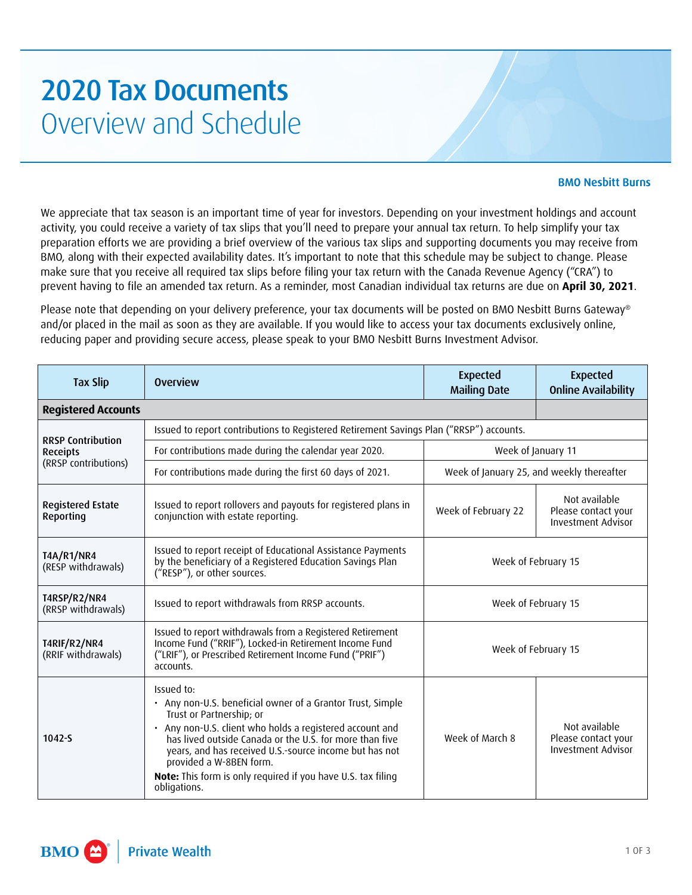# 2020 Tax Documents
## Overview and Schedule

**BMO Nesbitt Burns**

We appreciate that tax season is an important time of year for investors. Depending on your investment holdings and account activity, you could receive a variety of tax slips that you'll need to prepare your annual tax return. To help simplify your tax preparation efforts we are providing a brief overview of the various tax slips and supporting documents you may receive from BMO, along with their expected availability dates. It's important to note that this schedule may be subject to change. Please make sure that you receive all required tax slips before filing your tax return with the Canada Revenue Agency ("CRA") to prevent having to file an amended tax return. As a reminder, most Canadian individual tax returns are due on **April 30, 2021**.

Please note that depending on your delivery preference, your tax documents will be posted on BMO Nesbitt Burns Gateway® and/or placed in the mail as soon as they are available. If you would like to access your tax documents exclusively online, reducing paper and providing secure access, please speak to your BMO Nesbitt Burns Investment Advisor.

| Tax Slip | Overview | Expected Mailing Date | Expected Online Availability |
|---|---|---|---|
| **Registered Accounts** | | | |
| **RRSP Contribution Receipts** (RRSP contributions) | Issued to report contributions to Registered Retirement Savings Plan ("RRSP") accounts. | | |
| | For contributions made during the calendar year 2020. | Week of January 11 | Week of January 11 |
| | For contributions made during the first 60 days of 2021. | Week of January 25, and weekly thereafter | Week of January 25, and weekly thereafter |
| **Registered Estate Reporting** | Issued to report rollovers and payouts for registered plans in conjunction with estate reporting. | Week of February 22 | Not available Please contact your Investment Advisor |
| **T4A/R1/NR4** (RESP withdrawals) | Issued to report receipt of Educational Assistance Payments by the beneficiary of a Registered Education Savings Plan ("RESP"), or other sources. | Week of February 15 | Week of February 15 |
| **T4RSP/R2/NR4** (RRSP withdrawals) | Issued to report withdrawals from RRSP accounts. | Week of February 15 | Week of February 15 |
| **T4RIF/R2/NR4** (RRIF withdrawals) | Issued to report withdrawals from a Registered Retirement Income Fund ("RRIF"), Locked-in Retirement Income Fund ("LRIF"), or Prescribed Retirement Income Fund ("PRIF") accounts. | Week of February 15 | Week of February 15 |
| **1042-S** | Issued to: • Any non-U.S. beneficial owner of a Grantor Trust, Simple Trust or Partnership; or • Any non-U.S. client who holds a registered account and has lived outside Canada or the U.S. for more than five years, and has received U.S.-source income but has not provided a W-8BEN form. **Note:** This form is only required if you have U.S. tax filing obligations. | Week of March 8 | Not available Please contact your Investment Advisor |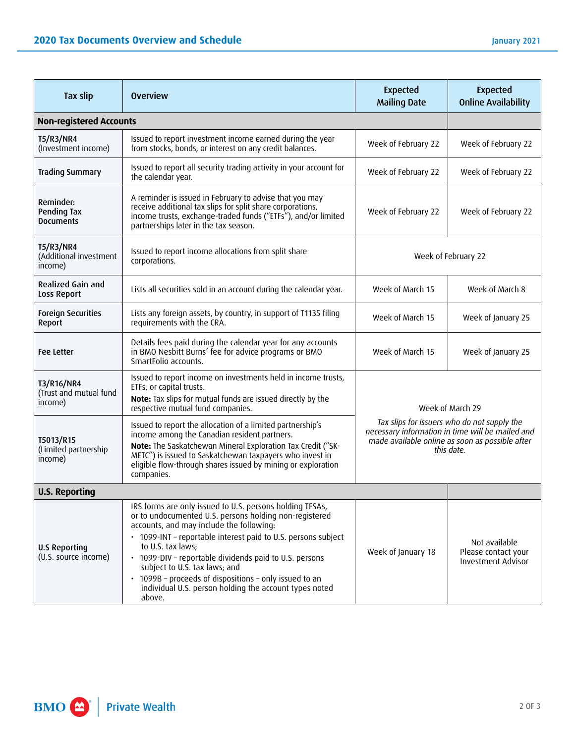## 2020 Tax Documents Overview and Schedule

January 2021

| Tax slip | Overview | Expected Mailing Date | Expected Online Availability |
|---|---|---|---|
| **Non-registered Accounts** | | | |
| **T5/R3/NR4** (Investment income) | Issued to report investment income earned during the year from stocks, bonds, or interest on any credit balances. | Week of February 22 | Week of February 22 |
| **Trading Summary** | Issued to report all security trading activity in your account for the calendar year. | Week of February 22 | Week of February 22 |
| **Reminder: Pending Tax Documents** | A reminder is issued in February to advise that you may receive additional tax slips for split share corporations, income trusts, exchange-traded funds ("ETFs"), and/or limited partnerships later in the tax season. | Week of February 22 | Week of February 22 |
| **T5/R3/NR4** (Additional investment income) | Issued to report income allocations from split share corporations. | Week of February 22 | |
| **Realized Gain and Loss Report** | Lists all securities sold in an account during the calendar year. | Week of March 15 | Week of March 8 |
| **Foreign Securities Report** | Lists any foreign assets, by country, in support of T1135 filing requirements with the CRA. | Week of March 15 | Week of January 25 |
| **Fee Letter** | Details fees paid during the calendar year for any accounts in BMO Nesbitt Burns' fee for advice programs or BMO SmartFolio accounts. | Week of March 15 | Week of January 25 |
| **T3/R16/NR4** (Trust and mutual fund income) | Issued to report income on investments held in income trusts, ETFs, or capital trusts. **Note:** Tax slips for mutual funds are issued directly by the respective mutual fund companies. | Week of March 29 *Tax slips for issuers who do not supply the necessary information in time will be mailed and made available online as soon as possible after this date.* | |
| **T5013/R15** (Limited partnership income) | Issued to report the allocation of a limited partnership's income among the Canadian resident partners. **Note:** The Saskatchewan Mineral Exploration Tax Credit ("SK-METC") is issued to Saskatchewan taxpayers who invest in eligible flow-through shares issued by mining or exploration companies. | | |
| **U.S. Reporting** | | | |
| **U.S Reporting** (U.S. source income) | IRS forms are only issued to U.S. persons holding TFSAs, or to undocumented U.S. persons holding non-registered accounts, and may include the following: <br>• 1099-INT – reportable interest paid to U.S. persons subject to U.S. tax laws; <br>• 1099-DIV – reportable dividends paid to U.S. persons subject to U.S. tax laws; and <br>• 1099B – proceeds of dispositions – only issued to an individual U.S. person holding the account types noted above. | Week of January 18 | Not available Please contact your Investment Advisor |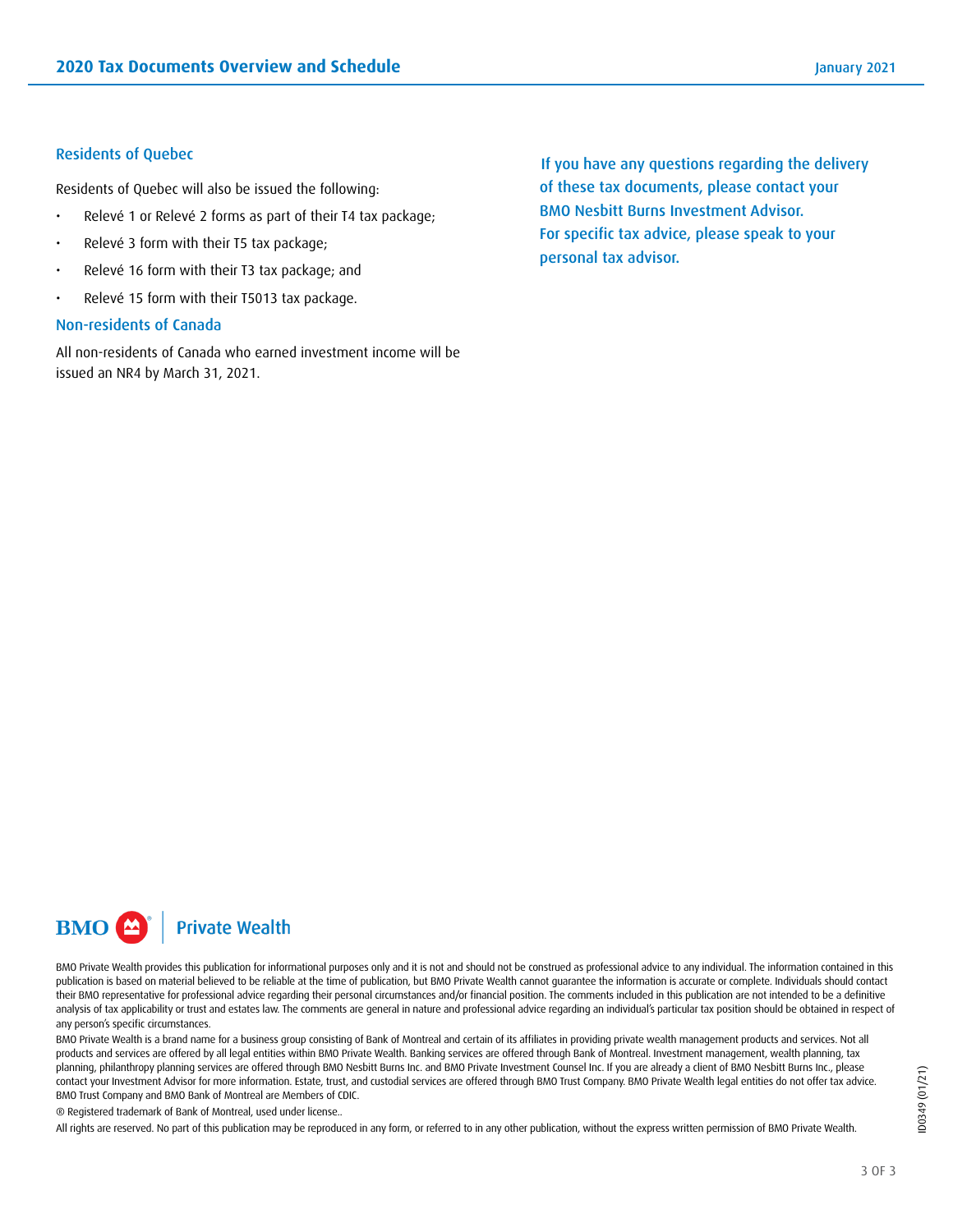## Residents of Quebec

Residents of Quebec will also be issued the following:

- Relevé 1 or Relevé 2 forms as part of their T4 tax package;
- Relevé 3 form with their T5 tax package;
- Relevé 16 form with their T3 tax package; and
- Relevé 15 form with their T5013 tax package.

## Non-residents of Canada

All non-residents of Canada who earned investment income will be issued an NR4 by March 31, 2021.

**If you have any questions regarding the delivery of these tax documents, please contact your BMO Nesbitt Burns Investment Advisor. For specific tax advice, please speak to your personal tax advisor.**

BMO Private Wealth

BMO Private Wealth provides this publication for informational purposes only and it is not and should not be construed as professional advice to any individual. The information contained in this publication is based on material believed to be reliable at the time of publication, but BMO Private Wealth cannot guarantee the information is accurate or complete. Individuals should contact their BMO representative for professional advice regarding their personal circumstances and/or financial position. The comments included in this publication are not intended to be a definitive analysis of tax applicability or trust and estates law. The comments are general in nature and professional advice regarding an individual's particular tax position should be obtained in respect of any person's specific circumstances.

BMO Private Wealth is a brand name for a business group consisting of Bank of Montreal and certain of its affiliates in providing private wealth management products and services. Not all products and services are offered by all legal entities within BMO Private Wealth. Banking services are offered through Bank of Montreal. Investment management, wealth planning, tax planning, philanthropy planning services are offered through BMO Nesbitt Burns Inc. and BMO Private Investment Counsel Inc. If you are already a client of BMO Nesbitt Burns Inc., please contact your Investment Advisor for more information. Estate, trust, and custodial services are offered through BMO Trust Company. BMO Private Wealth legal entities do not offer tax advice. BMO Trust Company and BMO Bank of Montreal are Members of CDIC.

® Registered trademark of Bank of Montreal, used under license..

All rights are reserved. No part of this publication may be reproduced in any form, or referred to in any other publication, without the express written permission of BMO Private Wealth.

ID0349 (01/21)